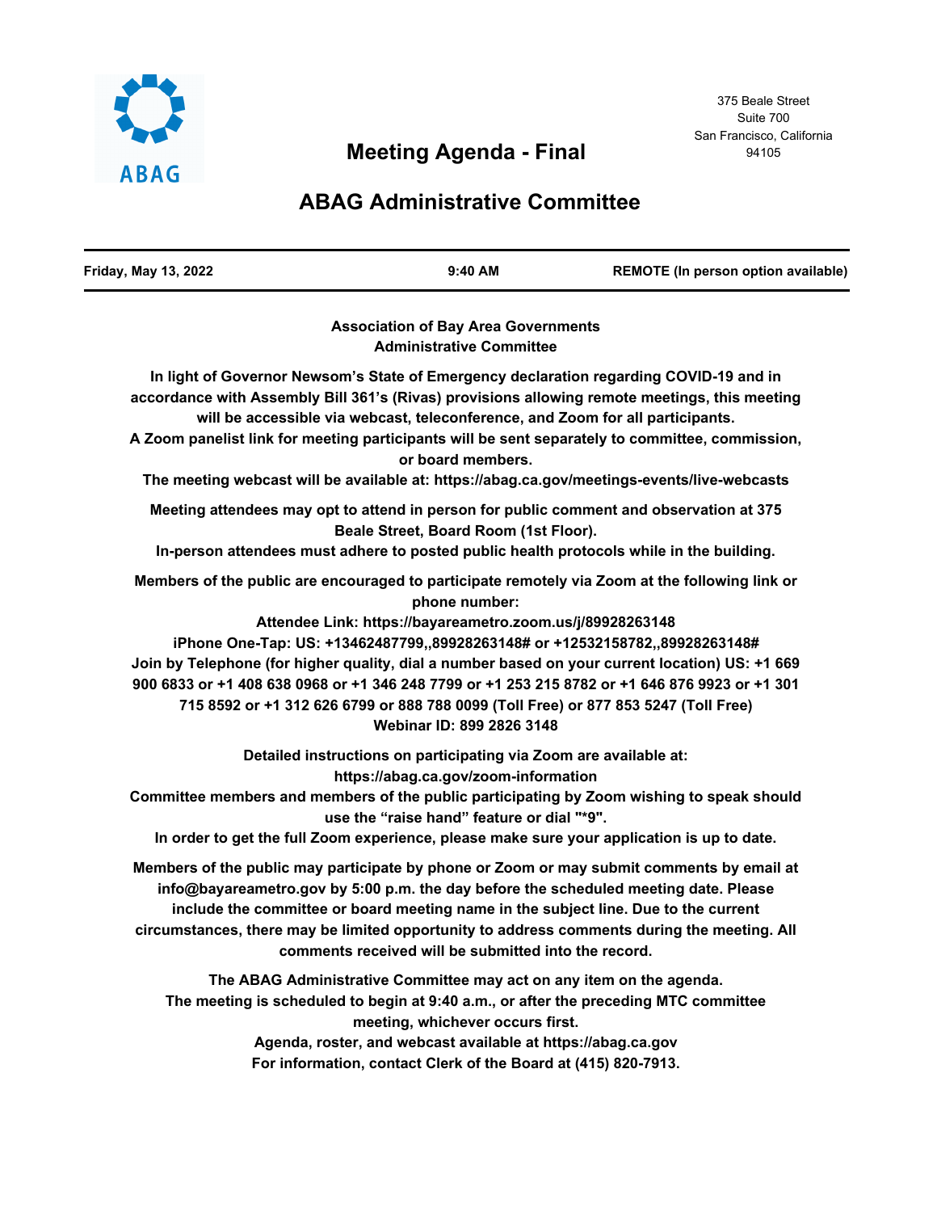ABAG

375 Beale Street
Suite 700
San Francisco, California
94105

# Meeting Agenda - Final

## ABAG Administrative Committee

| Friday, May 13, 2022 | 9:40 AM | REMOTE (In person option available) |
|---|---|---|

**Association of Bay Area Governments**
**Administrative Committee**

**In light of Governor Newsom's State of Emergency declaration regarding COVID-19 and in accordance with Assembly Bill 361's (Rivas) provisions allowing remote meetings, this meeting will be accessible via webcast, teleconference, and Zoom for all participants.**

**A Zoom panelist link for meeting participants will be sent separately to committee, commission, or board members.**

**The meeting webcast will be available at: https://abag.ca.gov/meetings-events/live-webcasts**

**Meeting attendees may opt to attend in person for public comment and observation at 375 Beale Street, Board Room (1st Floor).**

**In-person attendees must adhere to posted public health protocols while in the building.**

**Members of the public are encouraged to participate remotely via Zoom at the following link or phone number:**

**Attendee Link: https://bayareametro.zoom.us/j/89928263148**

**iPhone One-Tap: US: +13462487799,,89928263148# or +12532158782,,89928263148#**

**Join by Telephone (for higher quality, dial a number based on your current location) US: +1 669 900 6833 or +1 408 638 0968 or +1 346 248 7799 or +1 253 215 8782 or +1 646 876 9923 or +1 301 715 8592 or +1 312 626 6799 or 888 788 0099 (Toll Free) or 877 853 5247 (Toll Free)**

**Webinar ID: 899 2826 3148**

**Detailed instructions on participating via Zoom are available at: https://abag.ca.gov/zoom-information**

**Committee members and members of the public participating by Zoom wishing to speak should use the "raise hand" feature or dial "*9".**

**In order to get the full Zoom experience, please make sure your application is up to date.**

**Members of the public may participate by phone or Zoom or may submit comments by email at info@bayareametro.gov by 5:00 p.m. the day before the scheduled meeting date. Please include the committee or board meeting name in the subject line. Due to the current circumstances, there may be limited opportunity to address comments during the meeting. All comments received will be submitted into the record.**

**The ABAG Administrative Committee may act on any item on the agenda.**

**The meeting is scheduled to begin at 9:40 a.m., or after the preceding MTC committee meeting, whichever occurs first.**

**Agenda, roster, and webcast available at https://abag.ca.gov**

**For information, contact Clerk of the Board at (415) 820-7913.**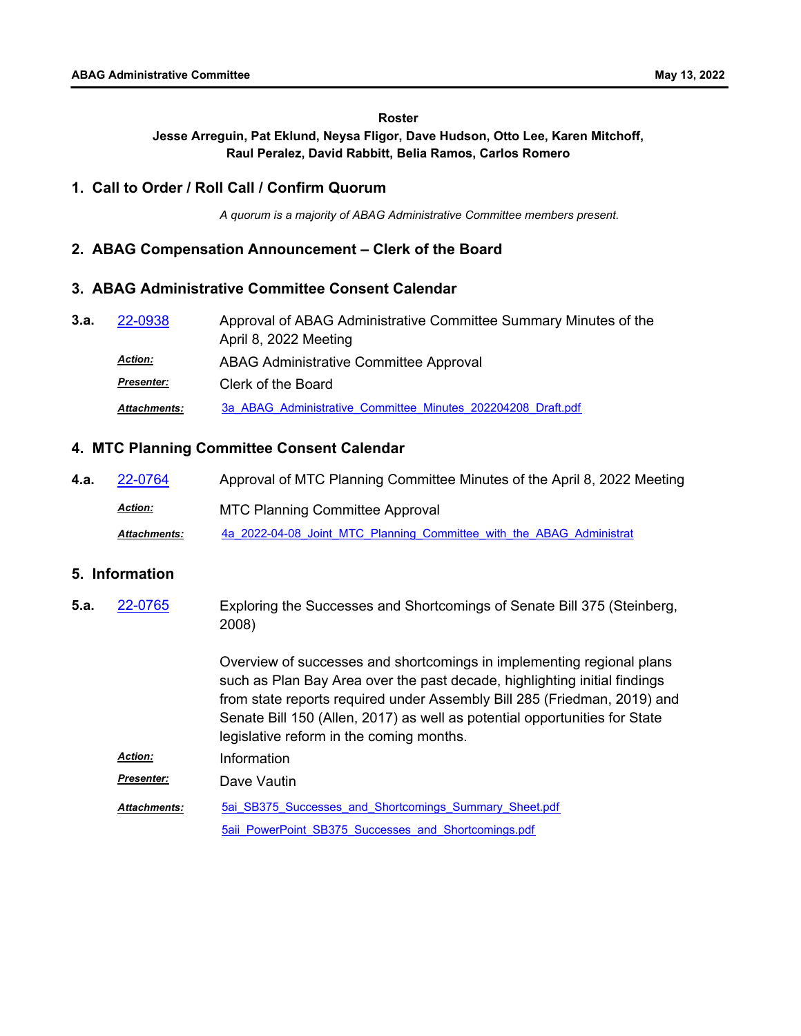**Roster**

**Jesse Arreguin, Pat Eklund, Neysa Fligor, Dave Hudson, Otto Lee, Karen Mitchoff, Raul Peralez, David Rabbitt, Belia Ramos, Carlos Romero**

## 1. Call to Order / Roll Call / Confirm Quorum

*A quorum is a majority of ABAG Administrative Committee members present.*

## 2. ABAG Compensation Announcement – Clerk of the Board

## 3. ABAG Administrative Committee Consent Calendar

**3.a.** 22-0938 — Approval of ABAG Administrative Committee Summary Minutes of the April 8, 2022 Meeting

***Action:*** ABAG Administrative Committee Approval

***Presenter:*** Clerk of the Board

***Attachments:*** 3a_ABAG_Administrative_Committee_Minutes_202204208_Draft.pdf

## 4. MTC Planning Committee Consent Calendar

**4.a.** 22-0764 — Approval of MTC Planning Committee Minutes of the April 8, 2022 Meeting

***Action:*** MTC Planning Committee Approval

***Attachments:*** 4a_2022-04-08_Joint_MTC_Planning_Committee_with_the_ABAG_Administrat

## 5. Information

**5.a.** 22-0765 — Exploring the Successes and Shortcomings of Senate Bill 375 (Steinberg, 2008)

Overview of successes and shortcomings in implementing regional plans such as Plan Bay Area over the past decade, highlighting initial findings from state reports required under Assembly Bill 285 (Friedman, 2019) and Senate Bill 150 (Allen, 2017) as well as potential opportunities for State legislative reform in the coming months.

***Action:*** Information

***Presenter:*** Dave Vautin

***Attachments:*** 5ai_SB375_Successes_and_Shortcomings_Summary_Sheet.pdf

5aii_PowerPoint_SB375_Successes_and_Shortcomings.pdf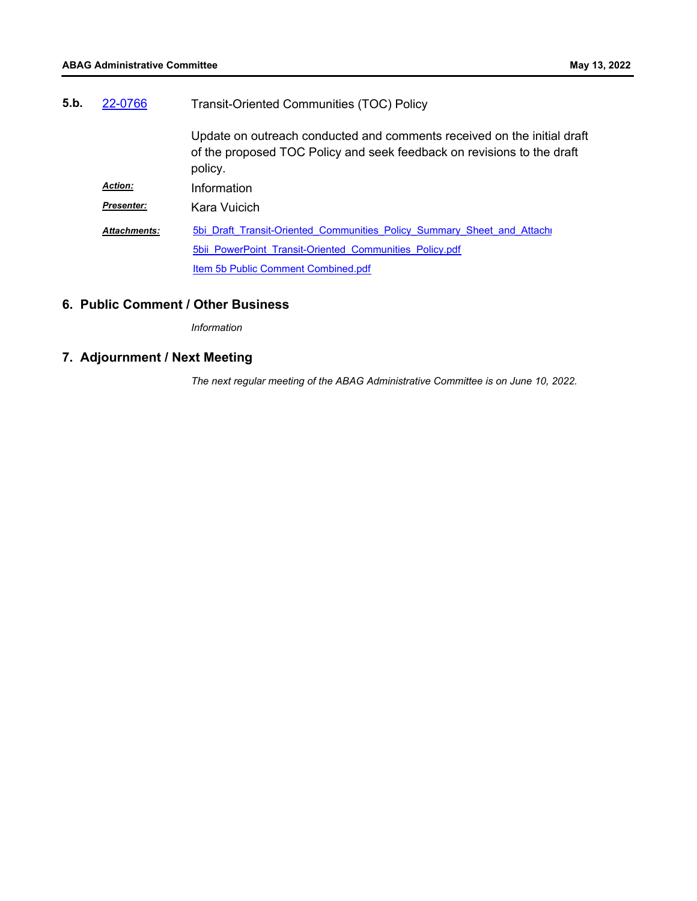**5.b.** 22-0766 Transit-Oriented Communities (TOC) Policy

Update on outreach conducted and comments received on the initial draft of the proposed TOC Policy and seek feedback on revisions to the draft policy.

***Action:*** Information

***Presenter:*** Kara Vuicich

***Attachments:*** 5bi_Draft_Transit-Oriented_Communities_Policy_Summary_Sheet_and_Attachi

5bii_PowerPoint_Transit-Oriented_Communities_Policy.pdf

Item 5b Public Comment Combined.pdf

## 6. Public Comment / Other Business

*Information*

## 7. Adjournment / Next Meeting

*The next regular meeting of the ABAG Administrative Committee is on June 10, 2022.*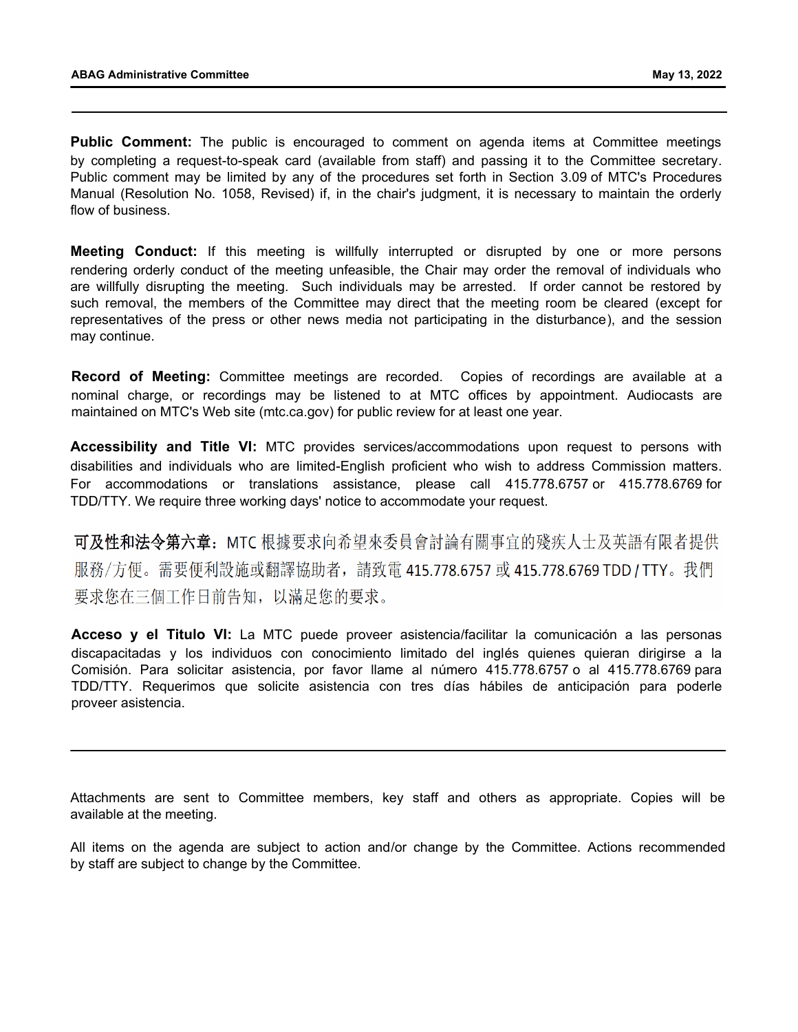**Public Comment:** The public is encouraged to comment on agenda items at Committee meetings by completing a request-to-speak card (available from staff) and passing it to the Committee secretary. Public comment may be limited by any of the procedures set forth in Section 3.09 of MTC's Procedures Manual (Resolution No. 1058, Revised) if, in the chair's judgment, it is necessary to maintain the orderly flow of business.

**Meeting Conduct:** If this meeting is willfully interrupted or disrupted by one or more persons rendering orderly conduct of the meeting unfeasible, the Chair may order the removal of individuals who are willfully disrupting the meeting. Such individuals may be arrested. If order cannot be restored by such removal, the members of the Committee may direct that the meeting room be cleared (except for representatives of the press or other news media not participating in the disturbance), and the session may continue.

**Record of Meeting:** Committee meetings are recorded. Copies of recordings are available at a nominal charge, or recordings may be listened to at MTC offices by appointment. Audiocasts are maintained on MTC's Web site (mtc.ca.gov) for public review for at least one year.

**Accessibility and Title VI:** MTC provides services/accommodations upon request to persons with disabilities and individuals who are limited-English proficient who wish to address Commission matters. For accommodations or translations assistance, please call 415.778.6757 or 415.778.6769 for TDD/TTY. We require three working days' notice to accommodate your request.

**可及性和法令第六章**：MTC 根據要求向希望來委員會討論有關事宜的殘疾人士及英語有限者提供服務/方便。需要便利設施或翻譯協助者，請致電 415.778.6757 或 415.778.6769 TDD / TTY。我們要求您在三個工作日前告知，以滿足您的要求。

**Acceso y el Titulo VI:** La MTC puede proveer asistencia/facilitar la comunicación a las personas discapacitadas y los individuos con conocimiento limitado del inglés quienes quieran dirigirse a la Comisión. Para solicitar asistencia, por favor llame al número 415.778.6757 o al 415.778.6769 para TDD/TTY. Requerimos que solicite asistencia con tres días hábiles de anticipación para poderle proveer asistencia.

---

Attachments are sent to Committee members, key staff and others as appropriate. Copies will be available at the meeting.

All items on the agenda are subject to action and/or change by the Committee. Actions recommended by staff are subject to change by the Committee.